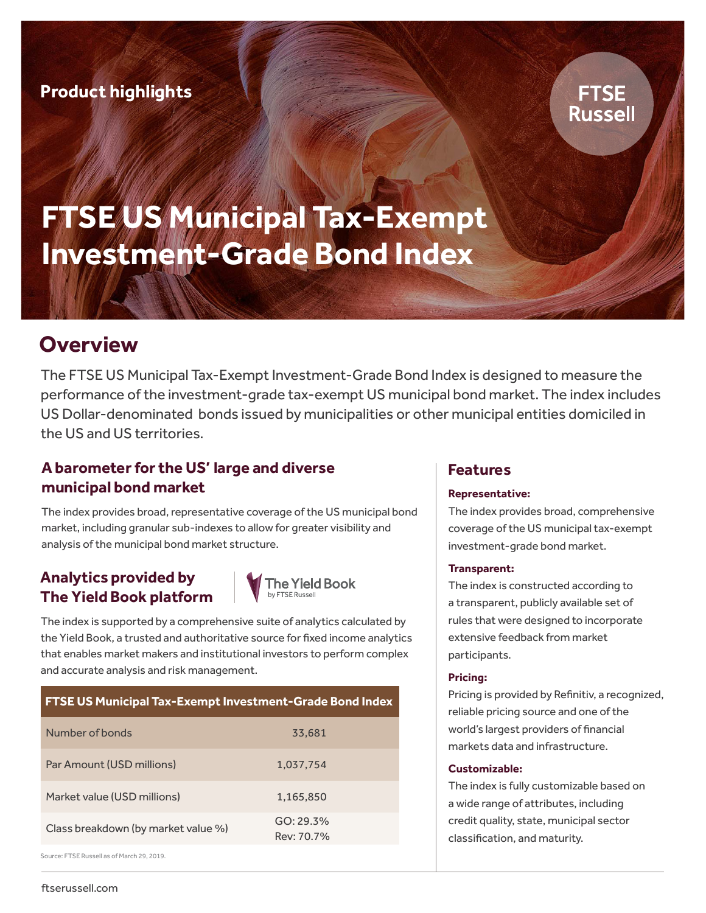Product highlights

FTSE Russell

# FTSE US Municipal Tax-Exempt Investment-Grade Bond Index

## Overview

The FTSE US Municipal Tax-Exempt Investment-Grade Bond Index is designed to measure the performance of the investment-grade tax-exempt US municipal bond market. The index includes US Dollar-denominated bonds issued by municipalities or other municipal entities domiciled in the US and US territories.

### A barometer for the US' large and diverse municipal bond market

The index provides broad, representative coverage of the US municipal bond market, including granular sub-indexes to allow for greater visibility and analysis of the municipal bond market structure.

### Analytics provided by The Yield Book platform

The Yield Book by FTSE Russell

The index is supported by a comprehensive suite of analytics calculated by the Yield Book, a trusted and authoritative source for fixed income analytics that enables market makers and institutional investors to perform complex and accurate analysis and risk management.

| FTSE US Municipal Tax-Exempt Investment-Grade Bond Index | |
|---|---|
| Number of bonds | 33,681 |
| Par Amount (USD millions) | 1,037,754 |
| Market value (USD millions) | 1,165,850 |
| Class breakdown (by market value %) | GO: 29.3%<br>Rev: 70.7% |

Source: FTSE Russell as of March 29, 2019.

### Features

**Representative:**

The index provides broad, comprehensive coverage of the US municipal tax-exempt investment-grade bond market.

**Transparent:**

The index is constructed according to a transparent, publicly available set of rules that were designed to incorporate extensive feedback from market participants.

**Pricing:**

Pricing is provided by Refinitiv, a recognized, reliable pricing source and one of the world's largest providers of financial markets data and infrastructure.

**Customizable:**

The index is fully customizable based on a wide range of attributes, including credit quality, state, municipal sector classification, and maturity.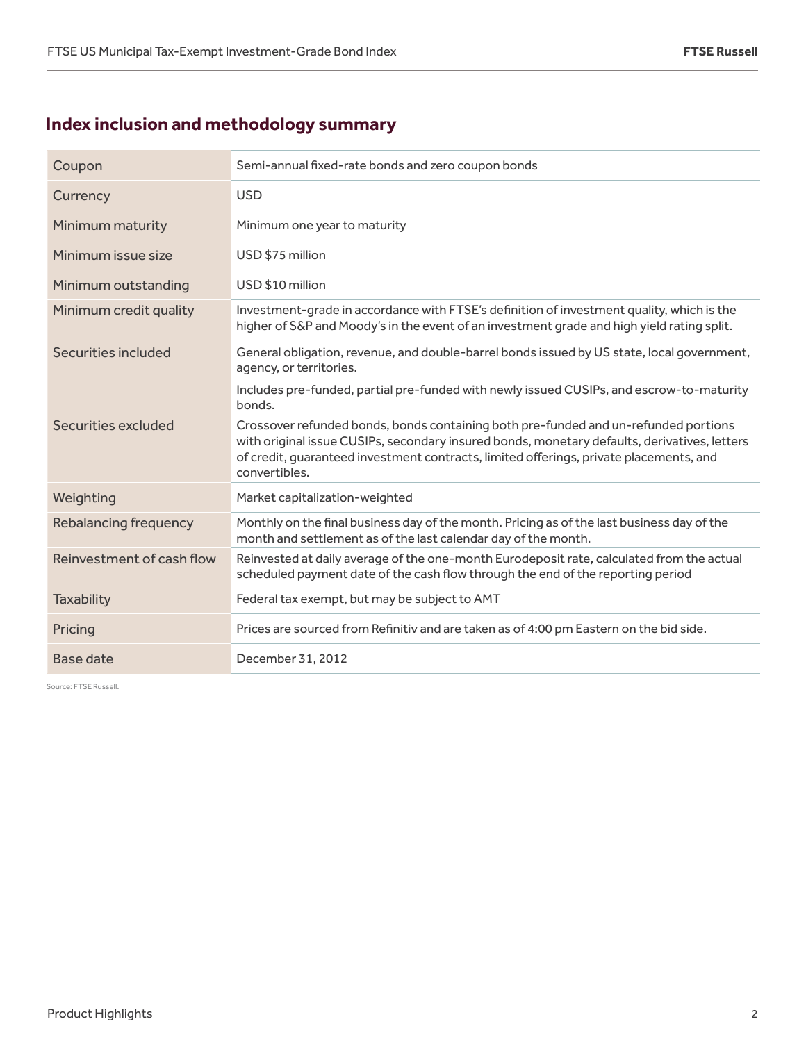## Index inclusion and methodology summary

| | |
|---|---|
| Coupon | Semi-annual fixed-rate bonds and zero coupon bonds |
| Currency | USD |
| Minimum maturity | Minimum one year to maturity |
| Minimum issue size | USD $75 million |
| Minimum outstanding | USD $10 million |
| Minimum credit quality | Investment-grade in accordance with FTSE's definition of investment quality, which is the higher of S&P and Moody's in the event of an investment grade and high yield rating split. |
| Securities included | General obligation, revenue, and double-barrel bonds issued by US state, local government, agency, or territories.<br><br>Includes pre-funded, partial pre-funded with newly issued CUSIPs, and escrow-to-maturity bonds. |
| Securities excluded | Crossover refunded bonds, bonds containing both pre-funded and un-refunded portions with original issue CUSIPs, secondary insured bonds, monetary defaults, derivatives, letters of credit, guaranteed investment contracts, limited offerings, private placements, and convertibles. |
| Weighting | Market capitalization-weighted |
| Rebalancing frequency | Monthly on the final business day of the month. Pricing as of the last business day of the month and settlement as of the last calendar day of the month. |
| Reinvestment of cash flow | Reinvested at daily average of the one-month Eurodeposit rate, calculated from the actual scheduled payment date of the cash flow through the end of the reporting period |
| Taxability | Federal tax exempt, but may be subject to AMT |
| Pricing | Prices are sourced from Refinitiv and are taken as of 4:00 pm Eastern on the bid side. |
| Base date | December 31, 2012 |

Source: FTSE Russell.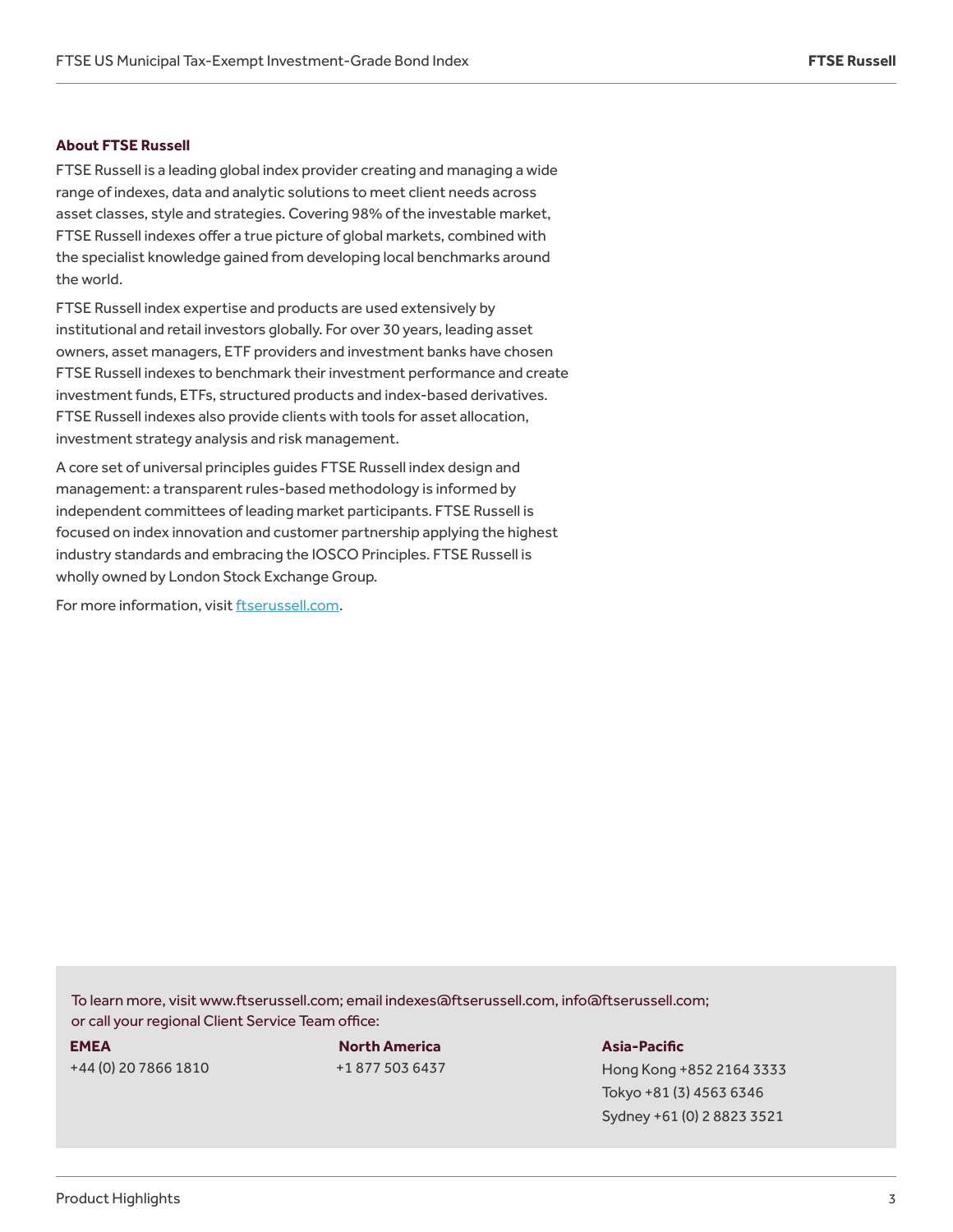### About FTSE Russell

FTSE Russell is a leading global index provider creating and managing a wide range of indexes, data and analytic solutions to meet client needs across asset classes, style and strategies. Covering 98% of the investable market, FTSE Russell indexes offer a true picture of global markets, combined with the specialist knowledge gained from developing local benchmarks around the world.

FTSE Russell index expertise and products are used extensively by institutional and retail investors globally. For over 30 years, leading asset owners, asset managers, ETF providers and investment banks have chosen FTSE Russell indexes to benchmark their investment performance and create investment funds, ETFs, structured products and index-based derivatives. FTSE Russell indexes also provide clients with tools for asset allocation, investment strategy analysis and risk management.

A core set of universal principles guides FTSE Russell index design and management: a transparent rules-based methodology is informed by independent committees of leading market participants. FTSE Russell is focused on index innovation and customer partnership applying the highest industry standards and embracing the IOSCO Principles. FTSE Russell is wholly owned by London Stock Exchange Group.

For more information, visit [ftserussell.com](https://www.ftserussell.com).

To learn more, visit www.ftserussell.com; email indexes@ftserussell.com, info@ftserussell.com; or call your regional Client Service Team office:

**EMEA**
+44 (0) 20 7866 1810

**North America**
+1 877 503 6437

**Asia-Pacific**
Hong Kong +852 2164 3333
Tokyo +81 (3) 4563 6346
Sydney +61 (0) 2 8823 3521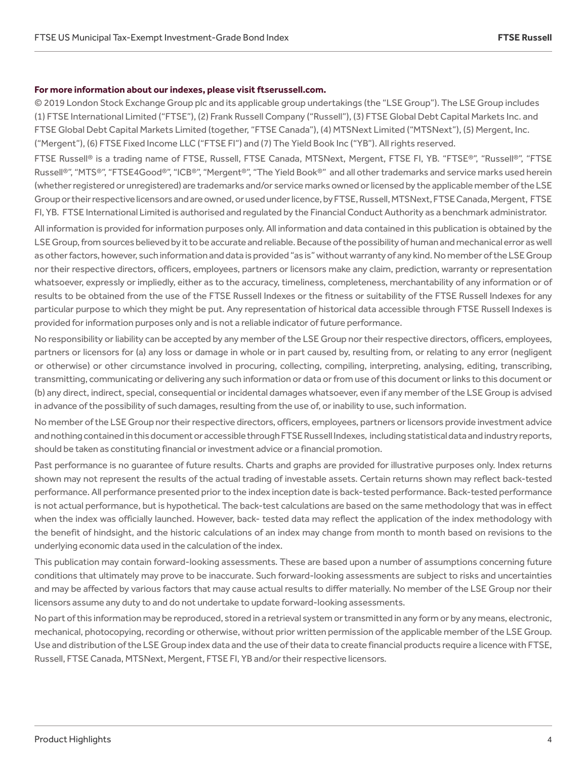**For more information about our indexes, please visit ftserussell.com.**

© 2019 London Stock Exchange Group plc and its applicable group undertakings (the "LSE Group"). The LSE Group includes (1) FTSE International Limited ("FTSE"), (2) Frank Russell Company ("Russell"), (3) FTSE Global Debt Capital Markets Inc. and FTSE Global Debt Capital Markets Limited (together, "FTSE Canada"), (4) MTSNext Limited ("MTSNext"), (5) Mergent, Inc. ("Mergent"), (6) FTSE Fixed Income LLC ("FTSE FI") and (7) The Yield Book Inc ("YB"). All rights reserved.

FTSE Russell® is a trading name of FTSE, Russell, FTSE Canada, MTSNext, Mergent, FTSE FI, YB. "FTSE®", "Russell®", "FTSE Russell®", "MTS®", "FTSE4Good®", "ICB®", "Mergent®", "The Yield Book®" and all other trademarks and service marks used herein (whether registered or unregistered) are trademarks and/or service marks owned or licensed by the applicable member of the LSE Group or their respective licensors and are owned, or used under licence, by FTSE, Russell, MTSNext, FTSE Canada, Mergent, FTSE FI, YB. FTSE International Limited is authorised and regulated by the Financial Conduct Authority as a benchmark administrator.

All information is provided for information purposes only. All information and data contained in this publication is obtained by the LSE Group, from sources believed by it to be accurate and reliable. Because of the possibility of human and mechanical error as well as other factors, however, such information and data is provided "as is" without warranty of any kind. No member of the LSE Group nor their respective directors, officers, employees, partners or licensors make any claim, prediction, warranty or representation whatsoever, expressly or impliedly, either as to the accuracy, timeliness, completeness, merchantability of any information or of results to be obtained from the use of the FTSE Russell Indexes or the fitness or suitability of the FTSE Russell Indexes for any particular purpose to which they might be put. Any representation of historical data accessible through FTSE Russell Indexes is provided for information purposes only and is not a reliable indicator of future performance.

No responsibility or liability can be accepted by any member of the LSE Group nor their respective directors, officers, employees, partners or licensors for (a) any loss or damage in whole or in part caused by, resulting from, or relating to any error (negligent or otherwise) or other circumstance involved in procuring, collecting, compiling, interpreting, analysing, editing, transcribing, transmitting, communicating or delivering any such information or data or from use of this document or links to this document or (b) any direct, indirect, special, consequential or incidental damages whatsoever, even if any member of the LSE Group is advised in advance of the possibility of such damages, resulting from the use of, or inability to use, such information.

No member of the LSE Group nor their respective directors, officers, employees, partners or licensors provide investment advice and nothing contained in this document or accessible through FTSE Russell Indexes, including statistical data and industry reports, should be taken as constituting financial or investment advice or a financial promotion.

Past performance is no guarantee of future results. Charts and graphs are provided for illustrative purposes only. Index returns shown may not represent the results of the actual trading of investable assets. Certain returns shown may reflect back-tested performance. All performance presented prior to the index inception date is back-tested performance. Back-tested performance is not actual performance, but is hypothetical. The back-test calculations are based on the same methodology that was in effect when the index was officially launched. However, back- tested data may reflect the application of the index methodology with the benefit of hindsight, and the historic calculations of an index may change from month to month based on revisions to the underlying economic data used in the calculation of the index.

This publication may contain forward-looking assessments. These are based upon a number of assumptions concerning future conditions that ultimately may prove to be inaccurate. Such forward-looking assessments are subject to risks and uncertainties and may be affected by various factors that may cause actual results to differ materially. No member of the LSE Group nor their licensors assume any duty to and do not undertake to update forward-looking assessments.

No part of this information may be reproduced, stored in a retrieval system or transmitted in any form or by any means, electronic, mechanical, photocopying, recording or otherwise, without prior written permission of the applicable member of the LSE Group. Use and distribution of the LSE Group index data and the use of their data to create financial products require a licence with FTSE, Russell, FTSE Canada, MTSNext, Mergent, FTSE FI, YB and/or their respective licensors.